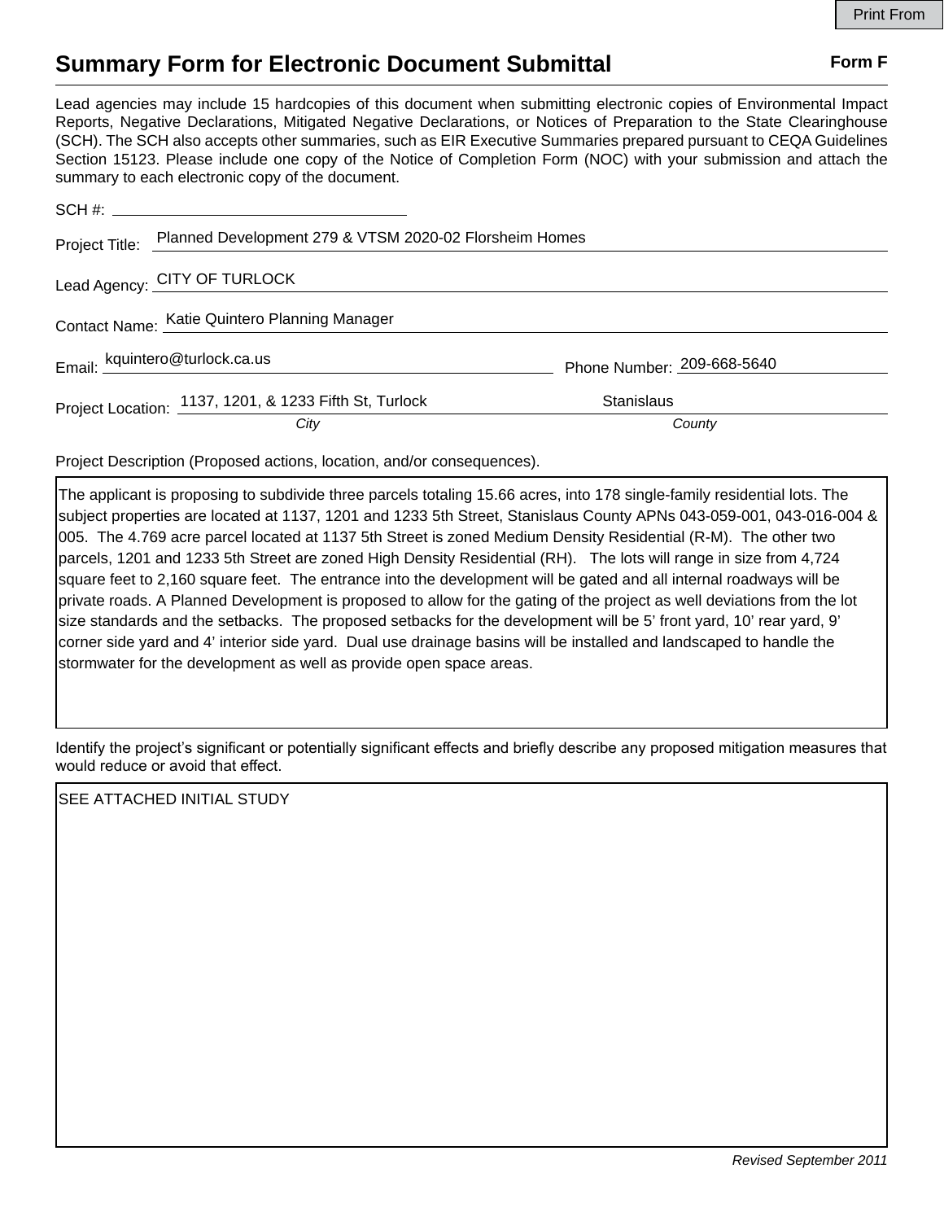# Summary Form for Electronic Document Submittal

**Form F**

Lead agencies may include 15 hardcopies of this document when submitting electronic copies of Environmental Impact Reports, Negative Declarations, Mitigated Negative Declarations, or Notices of Preparation to the State Clearinghouse (SCH). The SCH also accepts other summaries, such as EIR Executive Summaries prepared pursuant to CEQA Guidelines Section 15123. Please include one copy of the Notice of Completion Form (NOC) with your submission and attach the summary to each electronic copy of the document.

SCH #: ______________________

Project Title: Planned Development 279 & VTSM 2020-02 Florsheim Homes

Lead Agency: CITY OF TURLOCK

Contact Name: Katie Quintero Planning Manager

Email: kquintero@turlock.ca.us    Phone Number: 209-668-5640

Project Location: 1137, 1201, & 1233 Fifth St, Turlock (*City*)    Stanislaus (*County*)

Project Description (Proposed actions, location, and/or consequences).

The applicant is proposing to subdivide three parcels totaling 15.66 acres, into 178 single-family residential lots. The subject properties are located at 1137, 1201 and 1233 5th Street, Stanislaus County APNs 043-059-001, 043-016-004 & 005. The 4.769 acre parcel located at 1137 5th Street is zoned Medium Density Residential (R-M). The other two parcels, 1201 and 1233 5th Street are zoned High Density Residential (RH). The lots will range in size from 4,724 square feet to 2,160 square feet. The entrance into the development will be gated and all internal roadways will be private roads. A Planned Development is proposed to allow for the gating of the project as well deviations from the lot size standards and the setbacks. The proposed setbacks for the development will be 5' front yard, 10' rear yard, 9' corner side yard and 4' interior side yard. Dual use drainage basins will be installed and landscaped to handle the stormwater for the development as well as provide open space areas.

Identify the project's significant or potentially significant effects and briefly describe any proposed mitigation measures that would reduce or avoid that effect.

SEE ATTACHED INITIAL STUDY

*Revised September 2011*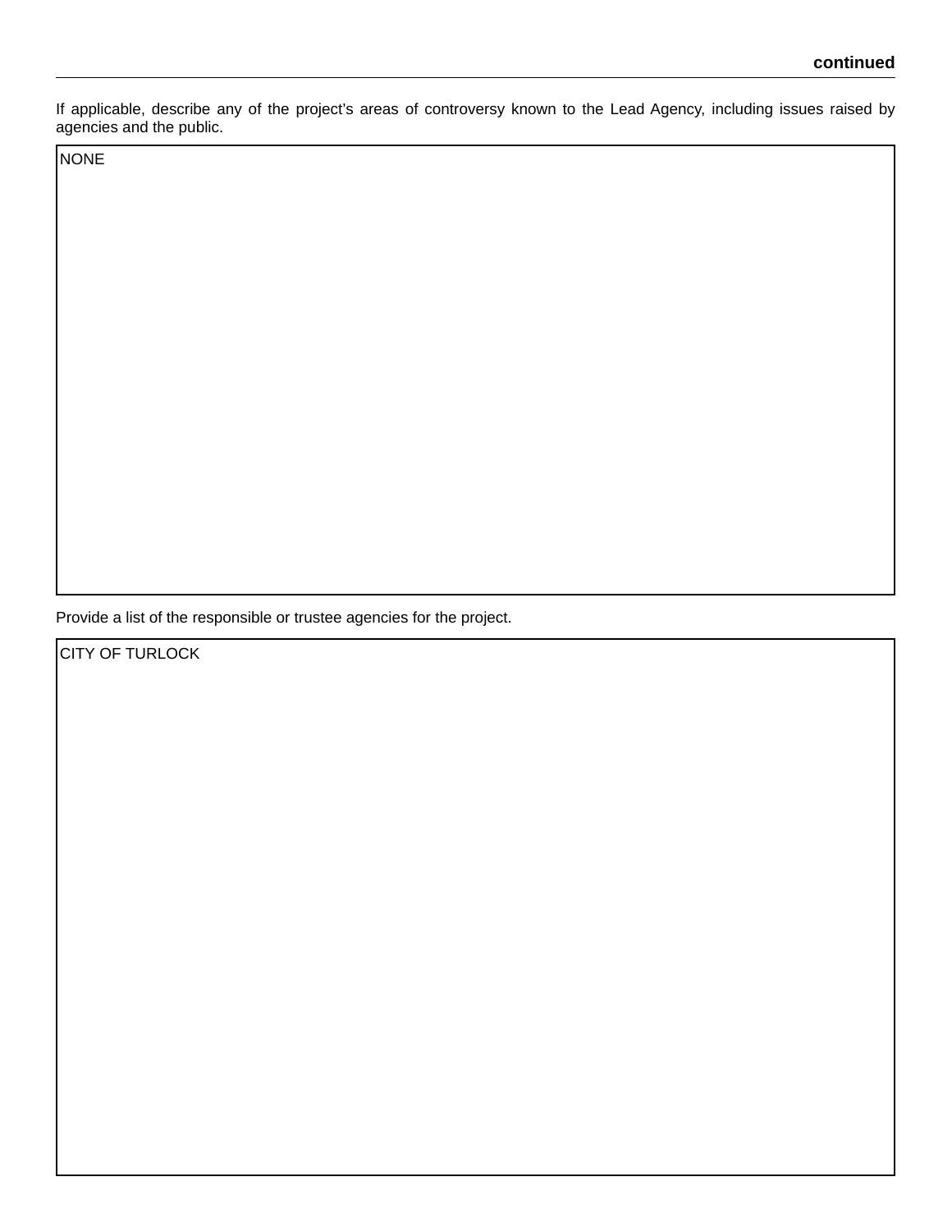**continued**

If applicable, describe any of the project's areas of controversy known to the Lead Agency, including issues raised by agencies and the public.

NONE

Provide a list of the responsible or trustee agencies for the project.

CITY OF TURLOCK